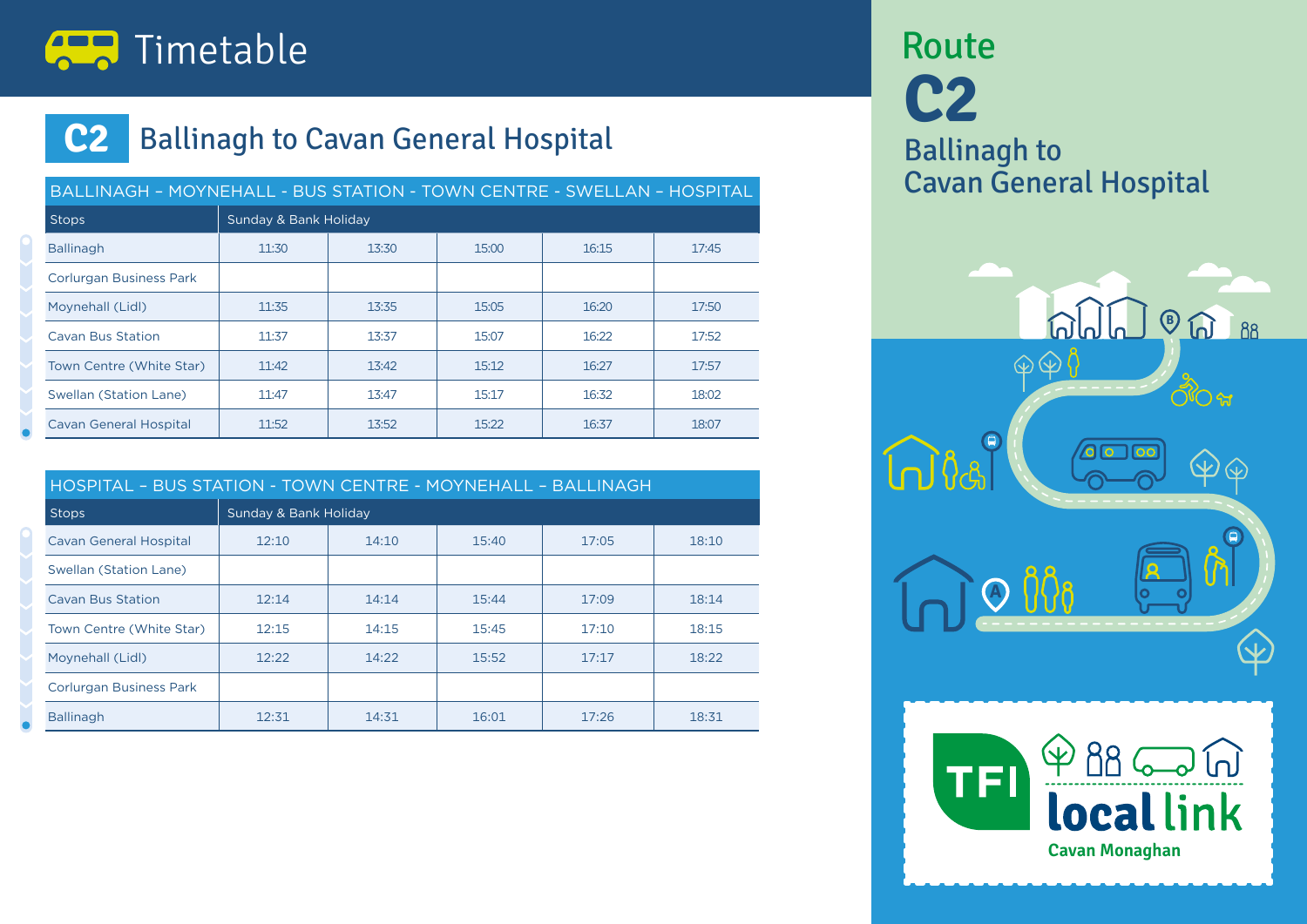# Timetable

## C2 Ballinagh to Cavan General Hospital

| BALLINAGH – MOYNEHALL - BUS STATION - TOWN CENTRE - SWELLAN – HOSPITAL | | | | | |
|---|---|---|---|---|---|
| Stops | Sunday & Bank Holiday | | | | |
| Ballinagh | 11:30 | 13:30 | 15:00 | 16:15 | 17:45 |
| Corlurgan Business Park | | | | | |
| Moynehall (Lidl) | 11:35 | 13:35 | 15:05 | 16:20 | 17:50 |
| Cavan Bus Station | 11:37 | 13:37 | 15:07 | 16:22 | 17:52 |
| Town Centre (White Star) | 11:42 | 13:42 | 15:12 | 16:27 | 17:57 |
| Swellan (Station Lane) | 11:47 | 13:47 | 15:17 | 16:32 | 18:02 |
| Cavan General Hospital | 11:52 | 13:52 | 15:22 | 16:37 | 18:07 |

| HOSPITAL – BUS STATION - TOWN CENTRE - MOYNEHALL – BALLINAGH | | | | | |
|---|---|---|---|---|---|
| Stops | Sunday & Bank Holiday | | | | |
| Cavan General Hospital | 12:10 | 14:10 | 15:40 | 17:05 | 18:10 |
| Swellan (Station Lane) | | | | | |
| Cavan Bus Station | 12:14 | 14:14 | 15:44 | 17:09 | 18:14 |
| Town Centre (White Star) | 12:15 | 14:15 | 15:45 | 17:10 | 18:15 |
| Moynehall (Lidl) | 12:22 | 14:22 | 15:52 | 17:17 | 18:22 |
| Corlurgan Business Park | | | | | |
| Ballinagh | 12:31 | 14:31 | 16:01 | 17:26 | 18:31 |

# Route C2

## Ballinagh to Cavan General Hospital

TFI local link

Cavan Monaghan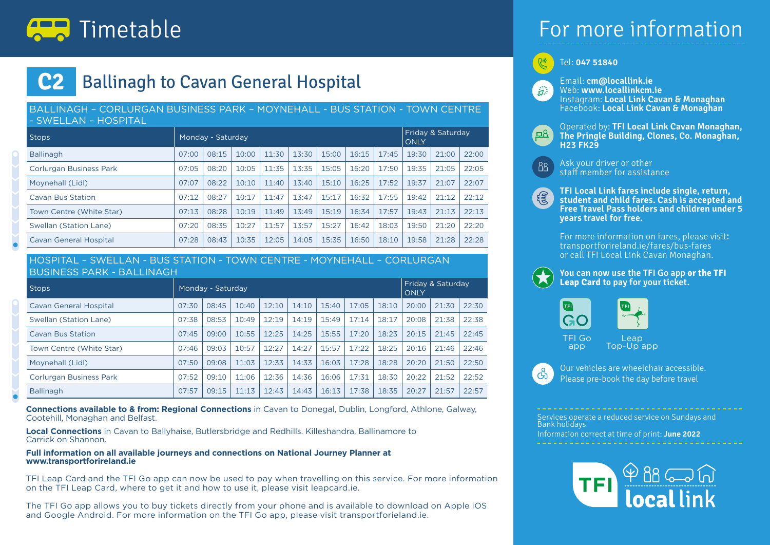# Timetable

## C2 Ballinagh to Cavan General Hospital

### BALLINAGH – CORLURGAN BUSINESS PARK – MOYNEHALL - BUS STATION - TOWN CENTRE - SWELLAN – HOSPITAL

| Stops | Monday - Saturday | | | | | | | | Friday & Saturday ONLY | | |
|---|---|---|---|---|---|---|---|---|---|---|---|
| Ballinagh | 07:00 | 08:15 | 10:00 | 11:30 | 13:30 | 15:00 | 16:15 | 17:45 | 19:30 | 21:00 | 22:00 |
| Corlurgan Business Park | 07:05 | 08:20 | 10:05 | 11:35 | 13:35 | 15:05 | 16:20 | 17:50 | 19:35 | 21:05 | 22:05 |
| Moynehall (Lidl) | 07:07 | 08:22 | 10:10 | 11:40 | 13:40 | 15:10 | 16:25 | 17:52 | 19:37 | 21:07 | 22:07 |
| Cavan Bus Station | 07:12 | 08:27 | 10:17 | 11:47 | 13:47 | 15:17 | 16:32 | 17:55 | 19:42 | 21:12 | 22:12 |
| Town Centre (White Star) | 07:13 | 08:28 | 10:19 | 11:49 | 13:49 | 15:19 | 16:34 | 17:57 | 19:43 | 21:13 | 22:13 |
| Swellan (Station Lane) | 07:20 | 08:35 | 10:27 | 11:57 | 13:57 | 15:27 | 16:42 | 18:03 | 19:50 | 21:20 | 22:20 |
| Cavan General Hospital | 07:28 | 08:43 | 10:35 | 12:05 | 14:05 | 15:35 | 16:50 | 18:10 | 19:58 | 21:28 | 22:28 |

### HOSPITAL – SWELLAN - BUS STATION - TOWN CENTRE - MOYNEHALL – CORLURGAN BUSINESS PARK - BALLINAGH

| Stops | Monday - Saturday | | | | | | | | Friday & Saturday ONLY | | |
|---|---|---|---|---|---|---|---|---|---|---|---|
| Cavan General Hospital | 07:30 | 08:45 | 10:40 | 12:10 | 14:10 | 15:40 | 17:05 | 18:10 | 20:00 | 21:30 | 22:30 |
| Swellan (Station Lane) | 07:38 | 08:53 | 10:49 | 12:19 | 14:19 | 15:49 | 17:14 | 18:17 | 20:08 | 21:38 | 22:38 |
| Cavan Bus Station | 07:45 | 09:00 | 10:55 | 12:25 | 14:25 | 15:55 | 17:20 | 18:23 | 20:15 | 21:45 | 22:45 |
| Town Centre (White Star) | 07:46 | 09:03 | 10:57 | 12:27 | 14:27 | 15:57 | 17:22 | 18:25 | 20:16 | 21:46 | 22:46 |
| Moynehall (Lidl) | 07:50 | 09:08 | 11:03 | 12:33 | 14:33 | 16:03 | 17:28 | 18:28 | 20:20 | 21:50 | 22:50 |
| Corlurgan Business Park | 07:52 | 09:10 | 11:06 | 12:36 | 14:36 | 16:06 | 17:31 | 18:30 | 20:22 | 21:52 | 22:52 |
| Ballinagh | 07:57 | 09:15 | 11:13 | 12:43 | 14:43 | 16:13 | 17:38 | 18:35 | 20:27 | 21:57 | 22:57 |

**Connections available to & from: Regional Connections** in Cavan to Donegal, Dublin, Longford, Athlone, Galway, Cootehill, Monaghan and Belfast.

**Local Connections** in Cavan to Ballyhaise, Butlersbridge and Redhills. Killeshandra, Ballinamore to Carrick on Shannon.

**Full information on all available journeys and connections on National Journey Planner at www.transportforireland.ie**

TFI Leap Card and the TFI Go app can now be used to pay when travelling on this service. For more information on the TFI Leap Card, where to get it and how to use it, please visit leapcard.ie.

The TFI Go app allows you to buy tickets directly from your phone and is available to download on Apple iOS and Google Android. For more information on the TFI Go app, please visit transportforieland.ie.

# For more information

Tel: **047 51840**

Email: **cm@locallink.ie**
Web: **www.locallinkcm.ie**
Instagram: **Local Link Cavan & Monaghan**
Facebook: **Local Link Cavan & Monaghan**

Operated by: **TFI Local Link Cavan Monaghan, The Pringle Building, Clones, Co. Monaghan, H23 FK29**

Ask your driver or other staff member for assistance

**TFI Local Link fares include single, return, student and child fares. Cash is accepted and Free Travel Pass holders and children under 5 years travel for free.**

For more information on fares, please visit: transportforireland.ie/fares/bus-fares or call TFI Local Link Cavan Monaghan.

**You can now use the TFI Go app or the TFI Leap Card to pay for your ticket.**

TFI Go app

Leap Top-Up app

Our vehicles are wheelchair accessible. Please pre-book the day before travel

Services operate a reduced service on Sundays and Bank holidays

Information correct at time of print: **June 2022**

TFI local link